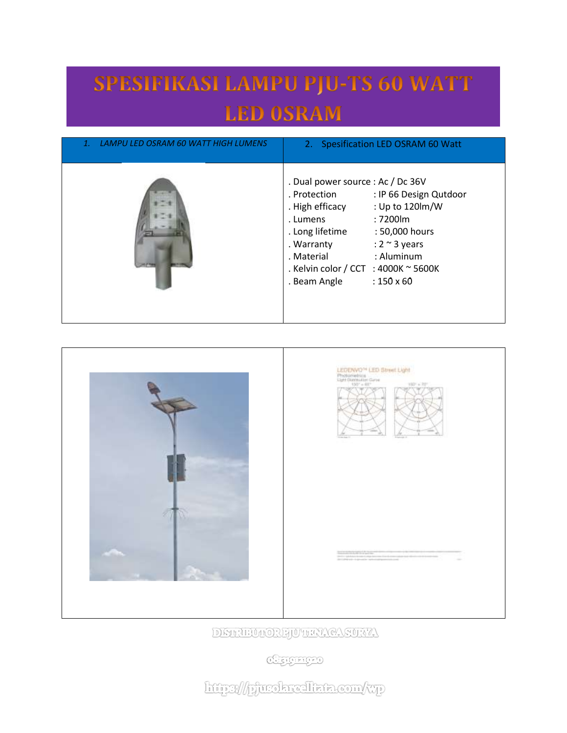# SPESIFIKASI LAMPU PJU-TS 60 WATT LED OSRAM

| 1. *LAMPU LED OSRAM 60 WATT HIGH LUMENS* | 2. Spesification LED OSRAM 60 Watt |
|---|---|
| | . Dual power source : Ac / Dc 36V<br>. Protection : IP 66 Design Qutdoor<br>. High efficacy : Up to 120lm/W<br>. Lumens : 7200lm<br>. Long lifetime : 50,000 hours<br>. Warranty : 2 ~ 3 years<br>. Material : Aluminum<br>. Kelvin color / CCT : 4000K ~ 5600K<br>. Beam Angle : 150̊ x 60̊ |

LEDENVO™ LED Street Light

Photometrics

Light Distribution Curve

DISTRIBUTOR PJU TENAGA SURYA

081319121920

https://pjusolarcelltata.com/wp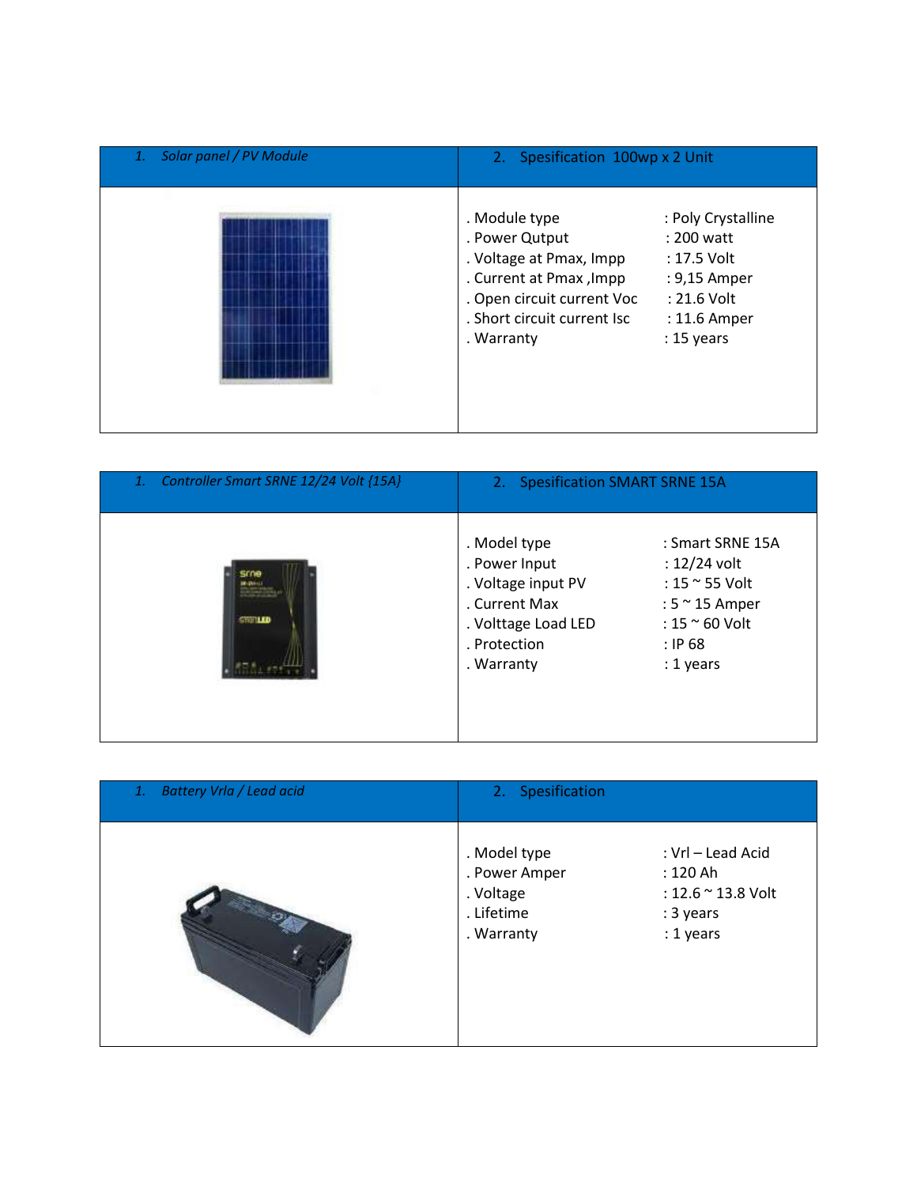| 1. *Solar panel / PV Module* | 2. Spesification 100wp x 2 Unit |
|---|---|
| | . Module type : Poly Crystalline<br>. Power Qutput : 200 watt<br>. Voltage at Pmax, Impp : 17.5 Volt<br>. Current at Pmax ,Impp : 9,15 Amper<br>. Open circuit current Voc : 21.6 Volt<br>. Short circuit current Isc : 11.6 Amper<br>. Warranty : 15 years |

| 1. *Controller Smart SRNE 12/24 Volt {15A}* | 2. Spesification SMART SRNE 15A |
|---|---|
| | . Model type : Smart SRNE 15A<br>. Power Input : 12/24 volt<br>. Voltage input PV : 15 ~ 55 Volt<br>. Current Max : 5 ~ 15 Amper<br>. Volttage Load LED : 15 ~ 60 Volt<br>. Protection : IP 68<br>. Warranty : 1 years |

| 1. *Battery Vrla / Lead acid* | 2. Spesification |
|---|---|
| | . Model type : Vrl – Lead Acid<br>. Power Amper : 120 Ah<br>. Voltage : 12.6 ~ 13.8 Volt<br>. Lifetime : 3 years<br>. Warranty : 1 years |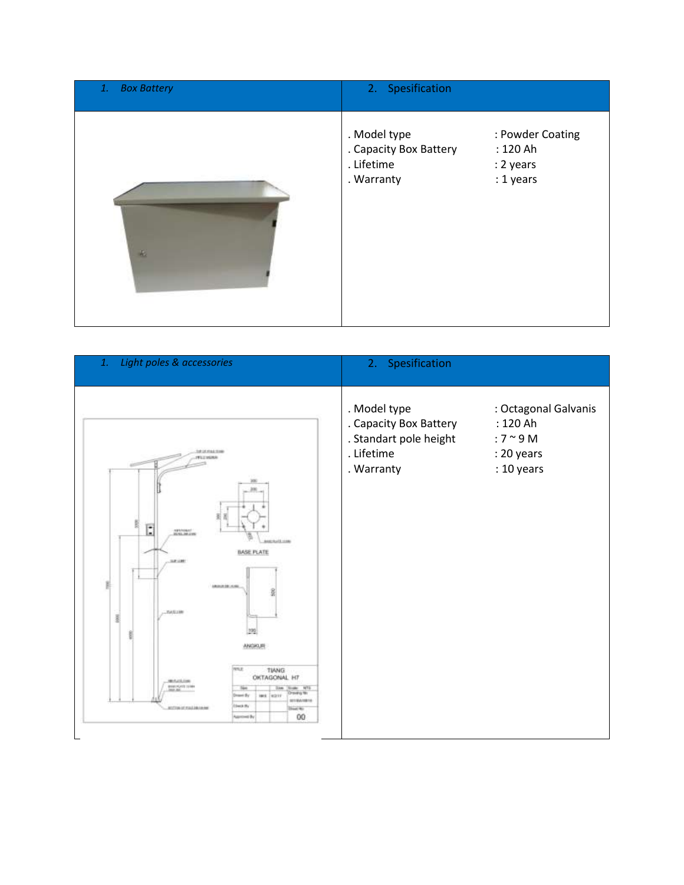| 1. *Box Battery* | 2. Spesification |
|---|---|
| | . Model type : Powder Coating<br>. Capacity Box Battery : 120 Ah<br>. Lifetime : 2 years<br>. Warranty : 1 years |

| 1. *Light poles & accessories* | 2. Spesification |
|---|---|
| BASE PLATE<br>ANGKUR<br>TITLE TIANG OKTAGONAL H7<br>00 | . Model type : Octagonal Galvanis<br>. Capacity Box Battery : 120 Ah<br>. Standart pole height : 7 ~ 9 M<br>. Lifetime : 20 years<br>. Warranty : 10 years |